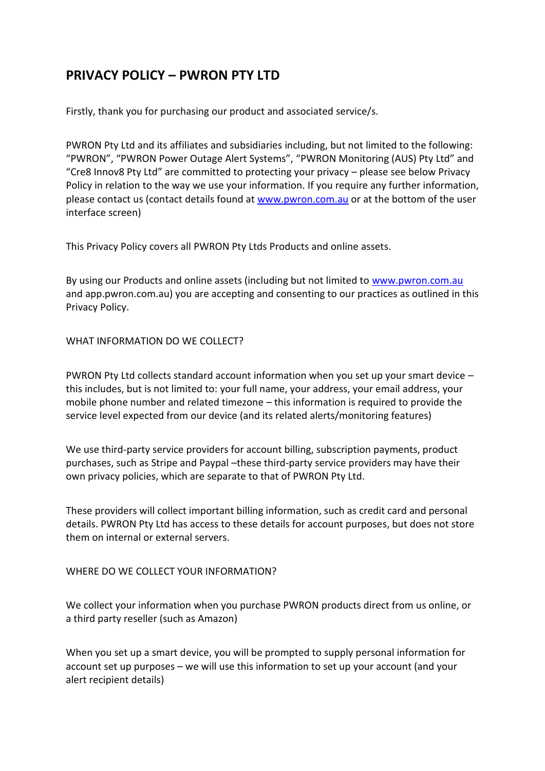# PRIVACY POLICY – PWRON PTY LTD

Firstly, thank you for purchasing our product and associated service/s.

PWRON Pty Ltd and its affiliates and subsidiaries including, but not limited to the following: "PWRON", "PWRON Power Outage Alert Systems", "PWRON Monitoring (AUS) Pty Ltd" and "Cre8 Innov8 Pty Ltd" are committed to protecting your privacy – please see below Privacy Policy in relation to the way we use your information. If you require any further information, please contact us (contact details found at [www.pwron.com.au](http://www.pwron.com.au) or at the bottom of the user interface screen)

This Privacy Policy covers all PWRON Pty Ltds Products and online assets.

By using our Products and online assets (including but not limited to [www.pwron.com.au](http://www.pwron.com.au) and app.pwron.com.au) you are accepting and consenting to our practices as outlined in this Privacy Policy.

WHAT INFORMATION DO WE COLLECT?

PWRON Pty Ltd collects standard account information when you set up your smart device – this includes, but is not limited to: your full name, your address, your email address, your mobile phone number and related timezone – this information is required to provide the service level expected from our device (and its related alerts/monitoring features)

We use third-party service providers for account billing, subscription payments, product purchases, such as Stripe and Paypal –these third-party service providers may have their own privacy policies, which are separate to that of PWRON Pty Ltd.

These providers will collect important billing information, such as credit card and personal details. PWRON Pty Ltd has access to these details for account purposes, but does not store them on internal or external servers.

WHERE DO WE COLLECT YOUR INFORMATION?

We collect your information when you purchase PWRON products direct from us online, or a third party reseller (such as Amazon)

When you set up a smart device, you will be prompted to supply personal information for account set up purposes – we will use this information to set up your account (and your alert recipient details)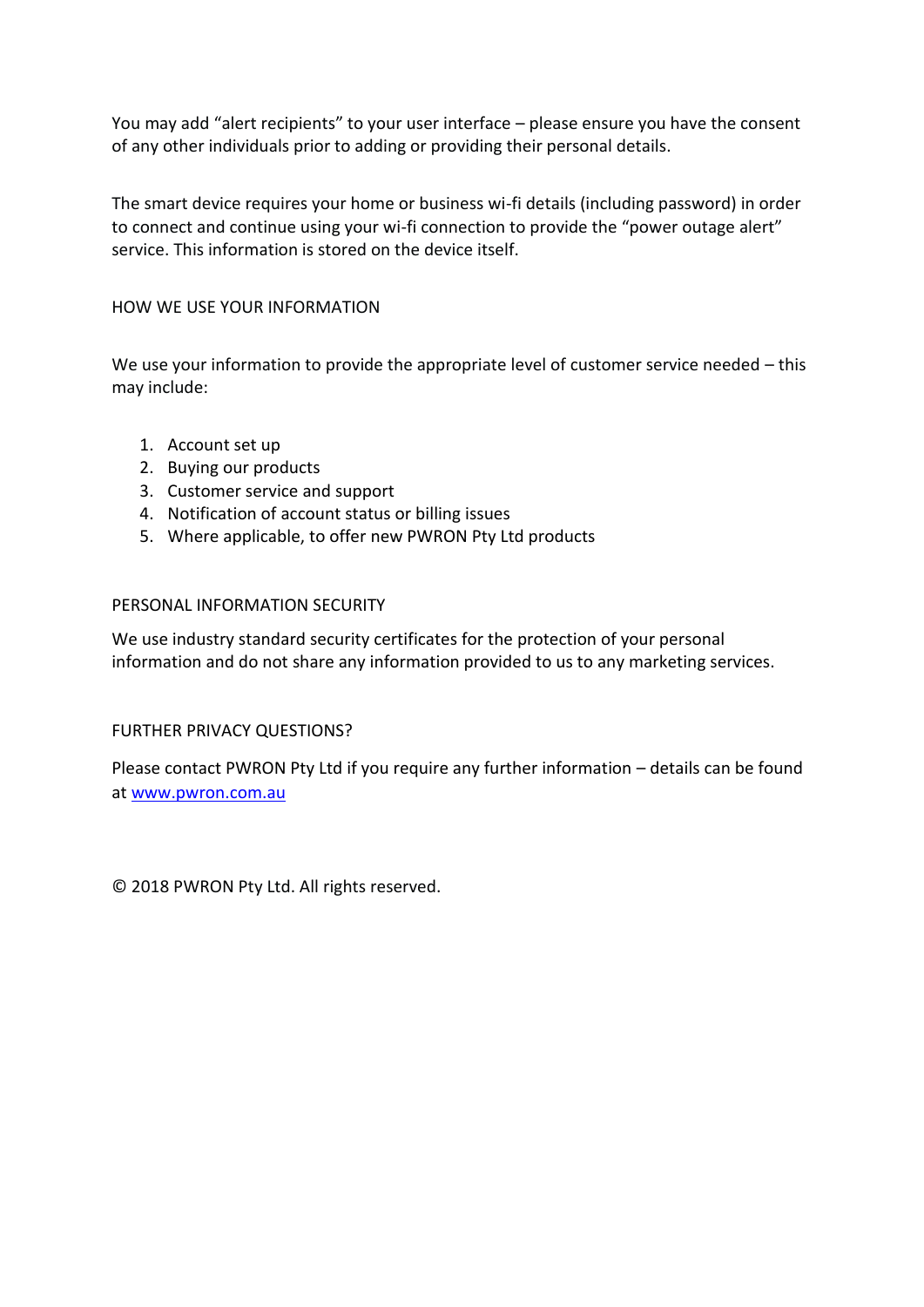You may add “alert recipients” to your user interface – please ensure you have the consent of any other individuals prior to adding or providing their personal details.

The smart device requires your home or business wi-fi details (including password) in order to connect and continue using your wi-fi connection to provide the “power outage alert” service. This information is stored on the device itself.

## HOW WE USE YOUR INFORMATION

We use your information to provide the appropriate level of customer service needed – this may include:

1. Account set up
2. Buying our products
3. Customer service and support
4. Notification of account status or billing issues
5. Where applicable, to offer new PWRON Pty Ltd products

## PERSONAL INFORMATION SECURITY

We use industry standard security certificates for the protection of your personal information and do not share any information provided to us to any marketing services.

## FURTHER PRIVACY QUESTIONS?

Please contact PWRON Pty Ltd if you require any further information – details can be found at [www.pwron.com.au](http://www.pwron.com.au)

© 2018 PWRON Pty Ltd. All rights reserved.